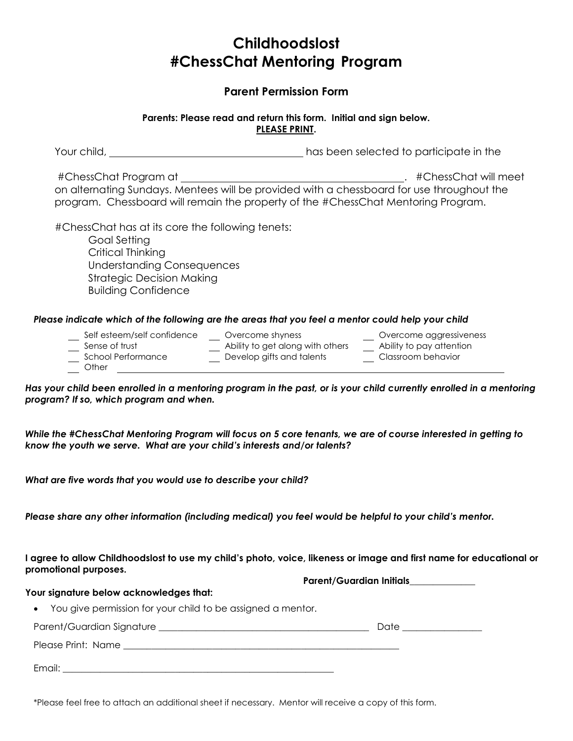# Childhoodslost
# #ChessChat Mentoring Program

## Parent Permission Form

**Parents: Please read and return this form. Initial and sign below.**
**<u>PLEASE PRINT</u>.**

Your child, ____________________________________ has been selected to participate in the

#ChessChat Program at ____________________________________________. #ChessChat will meet on alternating Sundays. Mentees will be provided with a chessboard for use throughout the program. Chessboard will remain the property of the #ChessChat Mentoring Program.

#ChessChat has at its core the following tenets:

- Goal Setting
- Critical Thinking
- Understanding Consequences
- Strategic Decision Making
- Building Confidence

***Please indicate which of the following are the areas that you feel a mentor could help your child***

| | | |
|---|---|---|
| __ Self esteem/self confidence | __ Overcome shyness | __ Overcome aggressiveness |
| __ Sense of trust | __ Ability to get along with others | __ Ability to pay attention |
| __ School Performance | __ Develop gifts and talents | __ Classroom behavior |
| __ Other ____________________________________ | | |

***Has your child been enrolled in a mentoring program in the past, or is your child currently enrolled in a mentoring program? If so, which program and when.***

***While the #ChessChat Mentoring Program will focus on 5 core tenants, we are of course interested in getting to know the youth we serve. What are your child's interests and/or talents?***

***What are five words that you would use to describe your child?***

***Please share any other information (including medical) you feel would be helpful to your child's mentor.***

**I agree to allow Childhoodslost to use my child's photo, voice, likeness or image and first name for educational or promotional purposes.**

**Parent/Guardian Initials**______________

**Your signature below acknowledges that:**

- You give permission for your child to be assigned a mentor.

Parent/Guardian Signature _____________________________________________ Date _________________

Please Print: Name ___________________________________________________________

Email: __________________________________________________________

*Please feel free to attach an additional sheet if necessary. Mentor will receive a copy of this form.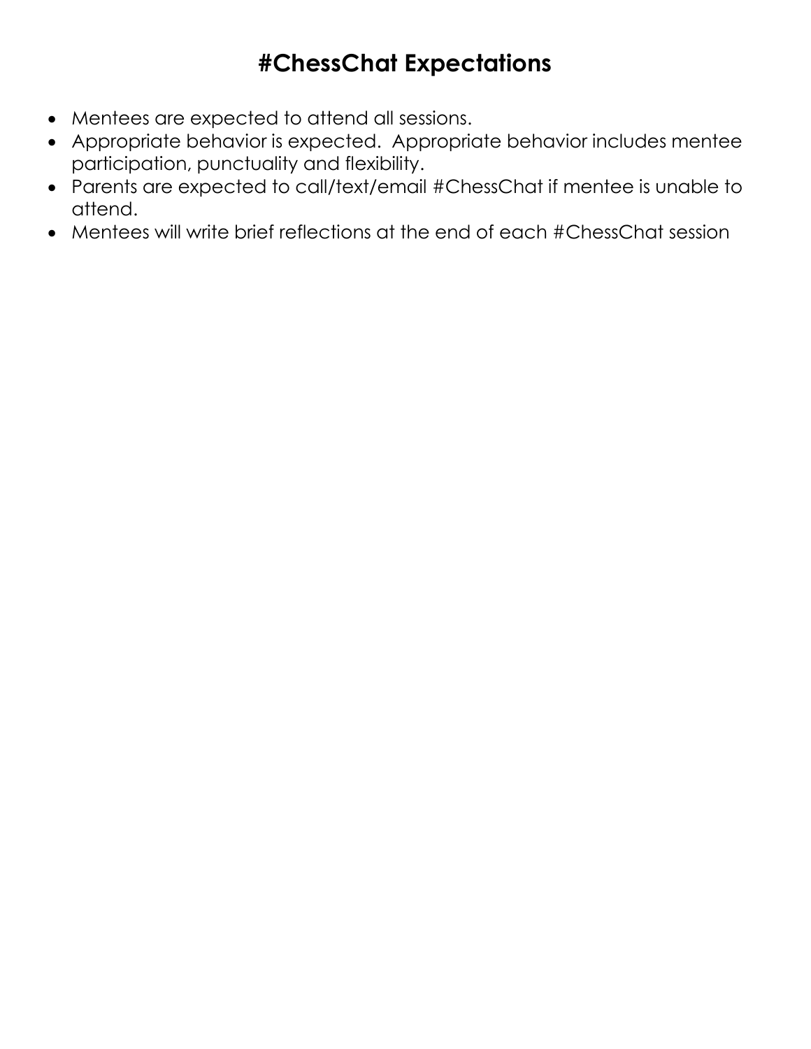# #ChessChat Expectations

- Mentees are expected to attend all sessions.
- Appropriate behavior is expected. Appropriate behavior includes mentee participation, punctuality and flexibility.
- Parents are expected to call/text/email #ChessChat if mentee is unable to attend.
- Mentees will write brief reflections at the end of each #ChessChat session